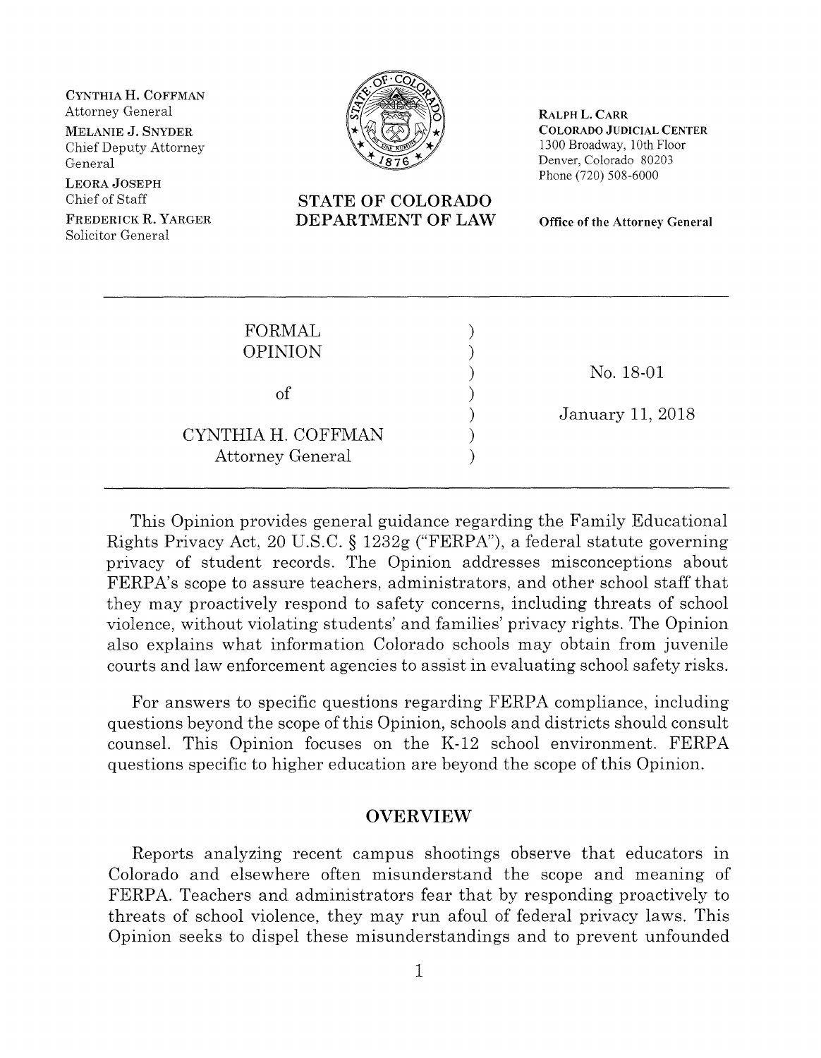CYNTHIA H. COFFMAN
Attorney General

MELANIE J. SNYDER
Chief Deputy Attorney General

LEORA JOSEPH
Chief of Staff

FREDERICK R. YARGER
Solicitor General

**STATE OF COLORADO**
**DEPARTMENT OF LAW**

RALPH L. CARR
COLORADO JUDICIAL CENTER
1300 Broadway, 10th Floor
Denver, Colorado 80203
Phone (720) 508-6000

**Office of the Attorney General**

---

| | |
|---|---|
| FORMAL OPINION of CYNTHIA H. COFFMAN Attorney General | No. 18-01 January 11, 2018 |

---

This Opinion provides general guidance regarding the Family Educational Rights Privacy Act, 20 U.S.C. § 1232g ("FERPA"), a federal statute governing privacy of student records. The Opinion addresses misconceptions about FERPA's scope to assure teachers, administrators, and other school staff that they may proactively respond to safety concerns, including threats of school violence, without violating students' and families' privacy rights. The Opinion also explains what information Colorado schools may obtain from juvenile courts and law enforcement agencies to assist in evaluating school safety risks.

For answers to specific questions regarding FERPA compliance, including questions beyond the scope of this Opinion, schools and districts should consult counsel. This Opinion focuses on the K-12 school environment. FERPA questions specific to higher education are beyond the scope of this Opinion.

## OVERVIEW

Reports analyzing recent campus shootings observe that educators in Colorado and elsewhere often misunderstand the scope and meaning of FERPA. Teachers and administrators fear that by responding proactively to threats of school violence, they may run afoul of federal privacy laws. This Opinion seeks to dispel these misunderstandings and to prevent unfounded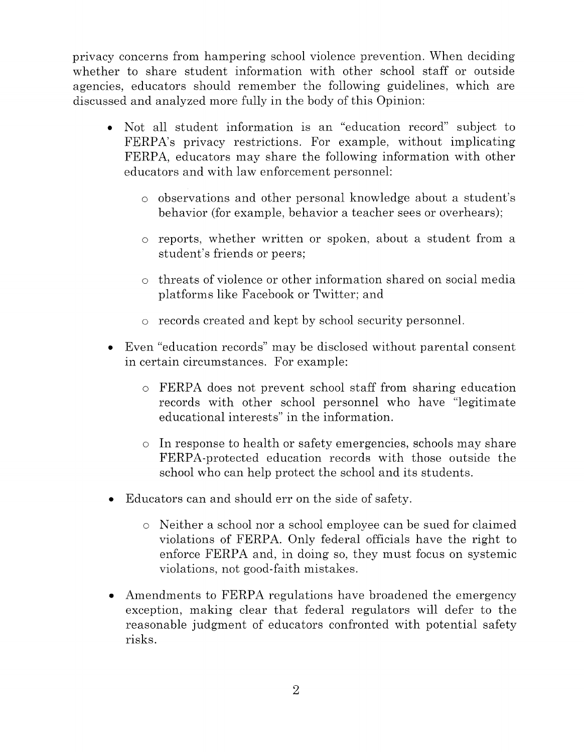privacy concerns from hampering school violence prevention. When deciding whether to share student information with other school staff or outside agencies, educators should remember the following guidelines, which are discussed and analyzed more fully in the body of this Opinion:

- Not all student information is an "education record" subject to FERPA's privacy restrictions. For example, without implicating FERPA, educators may share the following information with other educators and with law enforcement personnel:
  - observations and other personal knowledge about a student's behavior (for example, behavior a teacher sees or overhears);
  - reports, whether written or spoken, about a student from a student's friends or peers;
  - threats of violence or other information shared on social media platforms like Facebook or Twitter; and
  - records created and kept by school security personnel.
- Even "education records" may be disclosed without parental consent in certain circumstances. For example:
  - FERPA does not prevent school staff from sharing education records with other school personnel who have "legitimate educational interests" in the information.
  - In response to health or safety emergencies, schools may share FERPA-protected education records with those outside the school who can help protect the school and its students.
- Educators can and should err on the side of safety.
  - Neither a school nor a school employee can be sued for claimed violations of FERPA. Only federal officials have the right to enforce FERPA and, in doing so, they must focus on systemic violations, not good-faith mistakes.
- Amendments to FERPA regulations have broadened the emergency exception, making clear that federal regulators will defer to the reasonable judgment of educators confronted with potential safety risks.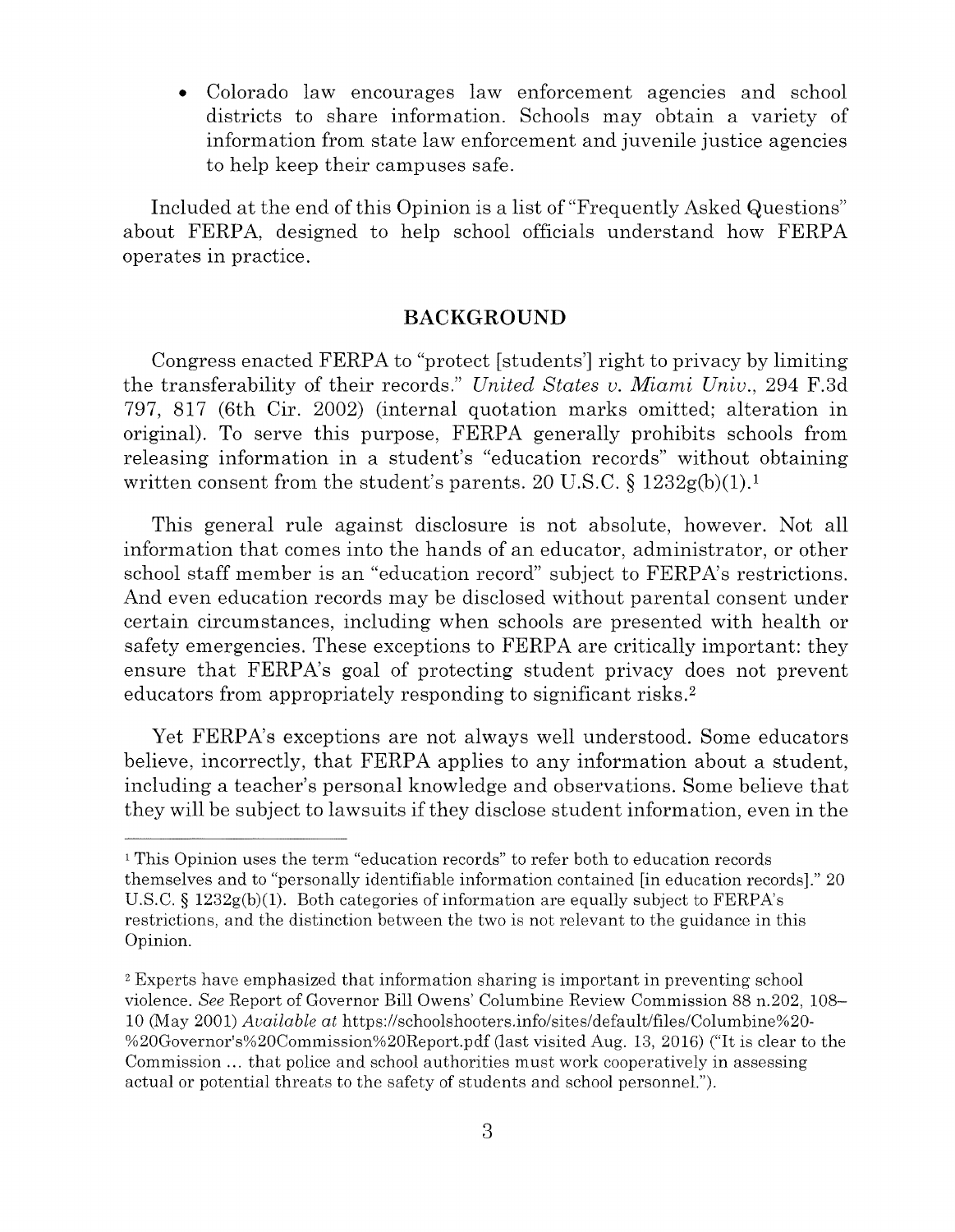- Colorado law encourages law enforcement agencies and school districts to share information. Schools may obtain a variety of information from state law enforcement and juvenile justice agencies to help keep their campuses safe.

Included at the end of this Opinion is a list of "Frequently Asked Questions" about FERPA, designed to help school officials understand how FERPA operates in practice.

## BACKGROUND

Congress enacted FERPA to "protect [students'] right to privacy by limiting the transferability of their records." *United States v. Miami Univ.*, 294 F.3d 797, 817 (6th Cir. 2002) (internal quotation marks omitted; alteration in original). To serve this purpose, FERPA generally prohibits schools from releasing information in a student's "education records" without obtaining written consent from the student's parents. 20 U.S.C. § 1232g(b)(1).[1]

This general rule against disclosure is not absolute, however. Not all information that comes into the hands of an educator, administrator, or other school staff member is an "education record" subject to FERPA's restrictions. And even education records may be disclosed without parental consent under certain circumstances, including when schools are presented with health or safety emergencies. These exceptions to FERPA are critically important: they ensure that FERPA's goal of protecting student privacy does not prevent educators from appropriately responding to significant risks.[2]

Yet FERPA's exceptions are not always well understood. Some educators believe, incorrectly, that FERPA applies to any information about a student, including a teacher's personal knowledge and observations. Some believe that they will be subject to lawsuits if they disclose student information, even in the

---

[1] This Opinion uses the term "education records" to refer both to education records themselves and to "personally identifiable information contained [in education records]." 20 U.S.C. § 1232g(b)(1). Both categories of information are equally subject to FERPA's restrictions, and the distinction between the two is not relevant to the guidance in this Opinion.

[2] Experts have emphasized that information sharing is important in preventing school violence. *See* Report of Governor Bill Owens' Columbine Review Commission 88 n.202, 108–10 (May 2001) *Available at* https://schoolshooters.info/sites/default/files/Columbine%20-%20Governor's%20Commission%20Report.pdf (last visited Aug. 13, 2016) ("It is clear to the Commission ... that police and school authorities must work cooperatively in assessing actual or potential threats to the safety of students and school personnel.").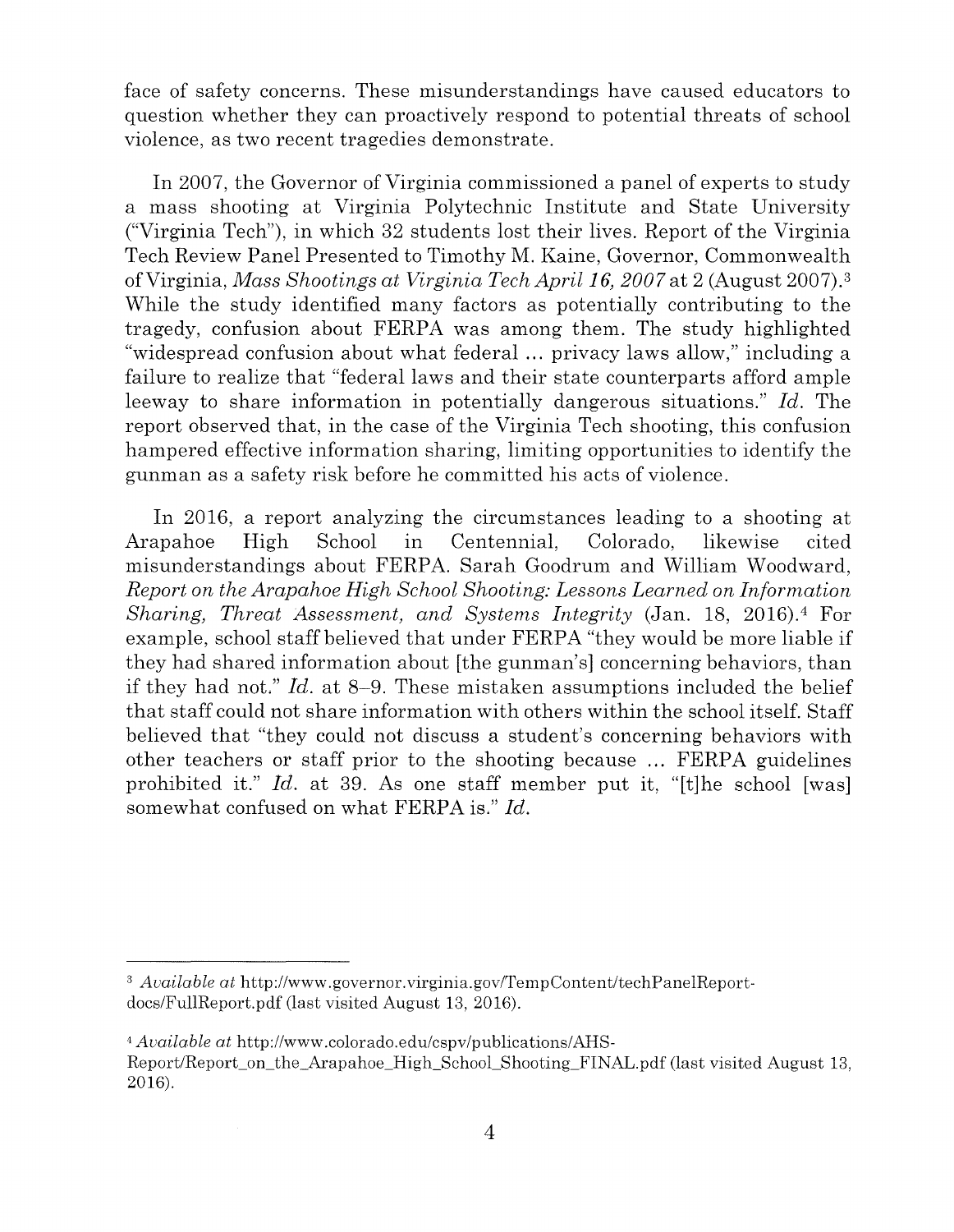face of safety concerns. These misunderstandings have caused educators to question whether they can proactively respond to potential threats of school violence, as two recent tragedies demonstrate.

In 2007, the Governor of Virginia commissioned a panel of experts to study a mass shooting at Virginia Polytechnic Institute and State University ("Virginia Tech"), in which 32 students lost their lives. Report of the Virginia Tech Review Panel Presented to Timothy M. Kaine, Governor, Commonwealth of Virginia, *Mass Shootings at Virginia Tech April 16, 2007* at 2 (August 2007).[3] While the study identified many factors as potentially contributing to the tragedy, confusion about FERPA was among them. The study highlighted "widespread confusion about what federal ... privacy laws allow," including a failure to realize that "federal laws and their state counterparts afford ample leeway to share information in potentially dangerous situations." *Id.* The report observed that, in the case of the Virginia Tech shooting, this confusion hampered effective information sharing, limiting opportunities to identify the gunman as a safety risk before he committed his acts of violence.

In 2016, a report analyzing the circumstances leading to a shooting at Arapahoe High School in Centennial, Colorado, likewise cited misunderstandings about FERPA. Sarah Goodrum and William Woodward, *Report on the Arapahoe High School Shooting: Lessons Learned on Information Sharing, Threat Assessment, and Systems Integrity* (Jan. 18, 2016).[4] For example, school staff believed that under FERPA "they would be more liable if they had shared information about [the gunman's] concerning behaviors, than if they had not." *Id.* at 8–9. These mistaken assumptions included the belief that staff could not share information with others within the school itself. Staff believed that "they could not discuss a student's concerning behaviors with other teachers or staff prior to the shooting because ... FERPA guidelines prohibited it." *Id.* at 39. As one staff member put it, "[t]he school [was] somewhat confused on what FERPA is." *Id.*

---

[3] *Available at* http://www.governor.virginia.gov/TempContent/techPanelReport-docs/FullReport.pdf (last visited August 13, 2016).

[4] *Available at* http://www.colorado.edu/cspv/publications/AHS-Report/Report_on_the_Arapahoe_High_School_Shooting_FINAL.pdf (last visited August 13, 2016).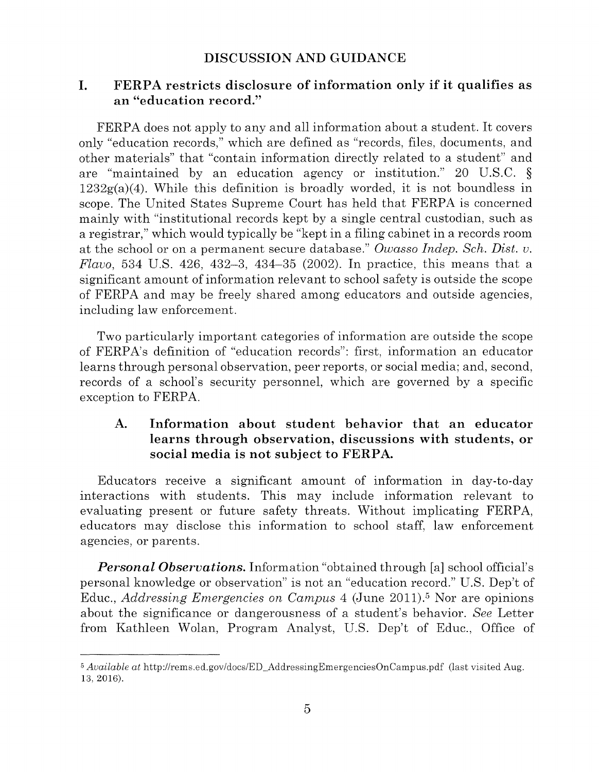# DISCUSSION AND GUIDANCE

## I. FERPA restricts disclosure of information only if it qualifies as an "education record."

FERPA does not apply to any and all information about a student. It covers only "education records," which are defined as "records, files, documents, and other materials" that "contain information directly related to a student" and are "maintained by an education agency or institution." 20 U.S.C. § 1232g(a)(4). While this definition is broadly worded, it is not boundless in scope. The United States Supreme Court has held that FERPA is concerned mainly with "institutional records kept by a single central custodian, such as a registrar," which would typically be "kept in a filing cabinet in a records room at the school or on a permanent secure database." *Owasso Indep. Sch. Dist. v. Flavo*, 534 U.S. 426, 432–3, 434–35 (2002). In practice, this means that a significant amount of information relevant to school safety is outside the scope of FERPA and may be freely shared among educators and outside agencies, including law enforcement.

Two particularly important categories of information are outside the scope of FERPA's definition of "education records": first, information an educator learns through personal observation, peer reports, or social media; and, second, records of a school's security personnel, which are governed by a specific exception to FERPA.

### A. Information about student behavior that an educator learns through observation, discussions with students, or social media is not subject to FERPA.

Educators receive a significant amount of information in day-to-day interactions with students. This may include information relevant to evaluating present or future safety threats. Without implicating FERPA, educators may disclose this information to school staff, law enforcement agencies, or parents.

***Personal Observations.*** Information "obtained through [a] school official's personal knowledge or observation" is not an "education record." U.S. Dep't of Educ., *Addressing Emergencies on Campus* 4 (June 2011).[5] Nor are opinions about the significance or dangerousness of a student's behavior. *See* Letter from Kathleen Wolan, Program Analyst, U.S. Dep't of Educ., Office of

---

[5] *Available at* http://rems.ed.gov/docs/ED_AddressingEmergenciesOnCampus.pdf (last visited Aug. 13, 2016).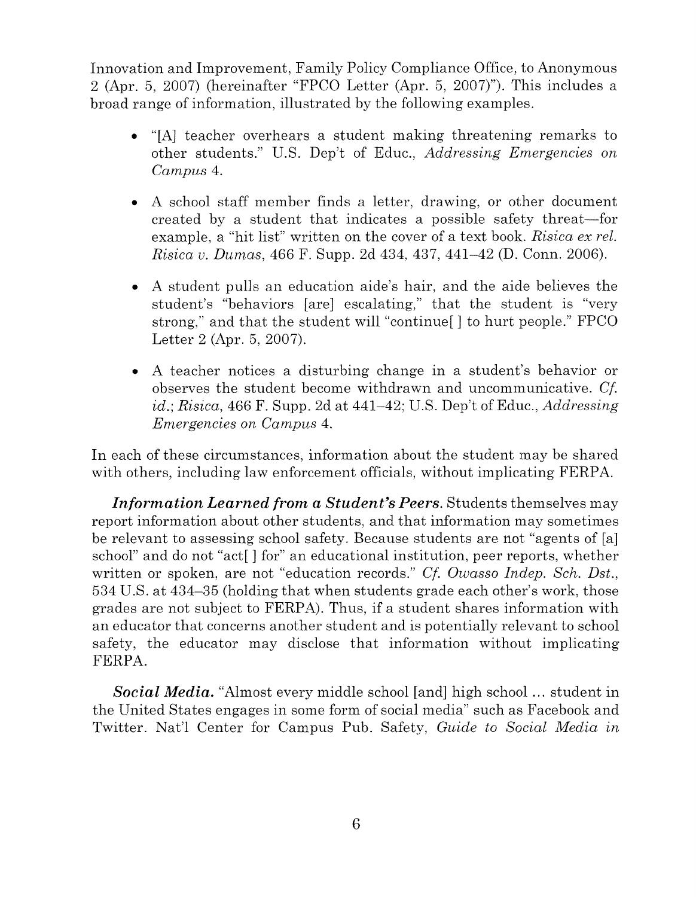Innovation and Improvement, Family Policy Compliance Office, to Anonymous 2 (Apr. 5, 2007) (hereinafter "FPCO Letter (Apr. 5, 2007)"). This includes a broad range of information, illustrated by the following examples.

- "[A] teacher overhears a student making threatening remarks to other students." U.S. Dep't of Educ., *Addressing Emergencies on Campus* 4.
- A school staff member finds a letter, drawing, or other document created by a student that indicates a possible safety threat—for example, a "hit list" written on the cover of a text book. *Risica ex rel. Risica v. Dumas*, 466 F. Supp. 2d 434, 437, 441–42 (D. Conn. 2006).
- A student pulls an education aide's hair, and the aide believes the student's "behaviors [are] escalating," that the student is "very strong," and that the student will "continue[ ] to hurt people." FPCO Letter 2 (Apr. 5, 2007).
- A teacher notices a disturbing change in a student's behavior or observes the student become withdrawn and uncommunicative. *Cf. id.*; *Risica*, 466 F. Supp. 2d at 441–42; U.S. Dep't of Educ., *Addressing Emergencies on Campus* 4.

In each of these circumstances, information about the student may be shared with others, including law enforcement officials, without implicating FERPA.

***Information Learned from a Student's Peers.*** Students themselves may report information about other students, and that information may sometimes be relevant to assessing school safety. Because students are not "agents of [a] school" and do not "act[ ] for" an educational institution, peer reports, whether written or spoken, are not "education records." *Cf. Owasso Indep. Sch. Dst.*, 534 U.S. at 434–35 (holding that when students grade each other's work, those grades are not subject to FERPA). Thus, if a student shares information with an educator that concerns another student and is potentially relevant to school safety, the educator may disclose that information without implicating FERPA.

***Social Media.*** "Almost every middle school [and] high school … student in the United States engages in some form of social media" such as Facebook and Twitter. Nat'l Center for Campus Pub. Safety, *Guide to Social Media in*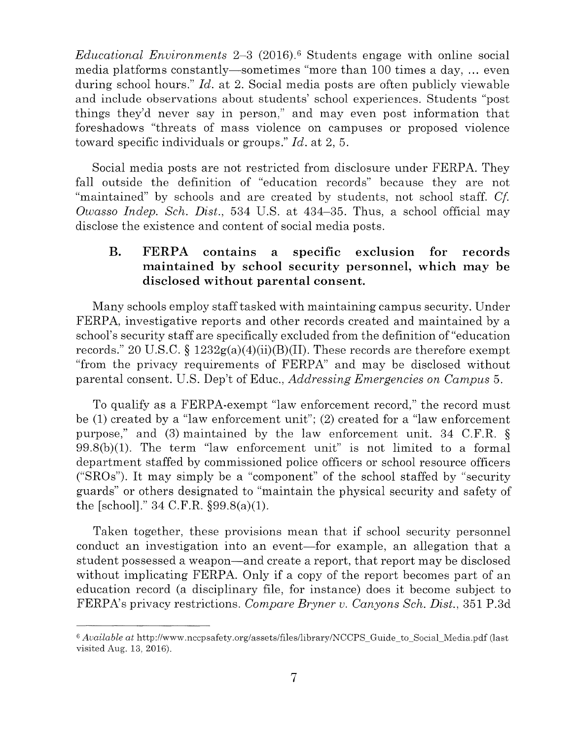*Educational Environments* 2–3 (2016).[6] Students engage with online social media platforms constantly—sometimes "more than 100 times a day, ... even during school hours." *Id.* at 2. Social media posts are often publicly viewable and include observations about students' school experiences. Students "post things they'd never say in person," and may even post information that foreshadows "threats of mass violence on campuses or proposed violence toward specific individuals or groups." *Id.* at 2, 5.

Social media posts are not restricted from disclosure under FERPA. They fall outside the definition of "education records" because they are not "maintained" by schools and are created by students, not school staff. *Cf. Owasso Indep. Sch. Dist.*, 534 U.S. at 434–35. Thus, a school official may disclose the existence and content of social media posts.

### B. FERPA contains a specific exclusion for records maintained by school security personnel, which may be disclosed without parental consent.

Many schools employ staff tasked with maintaining campus security. Under FERPA, investigative reports and other records created and maintained by a school's security staff are specifically excluded from the definition of "education records." 20 U.S.C. § 1232g(a)(4)(ii)(B)(II). These records are therefore exempt "from the privacy requirements of FERPA" and may be disclosed without parental consent. U.S. Dep't of Educ., *Addressing Emergencies on Campus* 5.

To qualify as a FERPA-exempt "law enforcement record," the record must be (1) created by a "law enforcement unit"; (2) created for a "law enforcement purpose," and (3) maintained by the law enforcement unit. 34 C.F.R. § 99.8(b)(1). The term "law enforcement unit" is not limited to a formal department staffed by commissioned police officers or school resource officers ("SROs"). It may simply be a "component" of the school staffed by "security guards" or others designated to "maintain the physical security and safety of the [school]." 34 C.F.R. §99.8(a)(1).

Taken together, these provisions mean that if school security personnel conduct an investigation into an event—for example, an allegation that a student possessed a weapon—and create a report, that report may be disclosed without implicating FERPA. Only if a copy of the report becomes part of an education record (a disciplinary file, for instance) does it become subject to FERPA's privacy restrictions. *Compare Bryner v. Canyons Sch. Dist.*, 351 P.3d

---

[6] *Available at* http://www.nccpsafety.org/assets/files/library/NCCPS_Guide_to_Social_Media.pdf (last visited Aug. 13, 2016).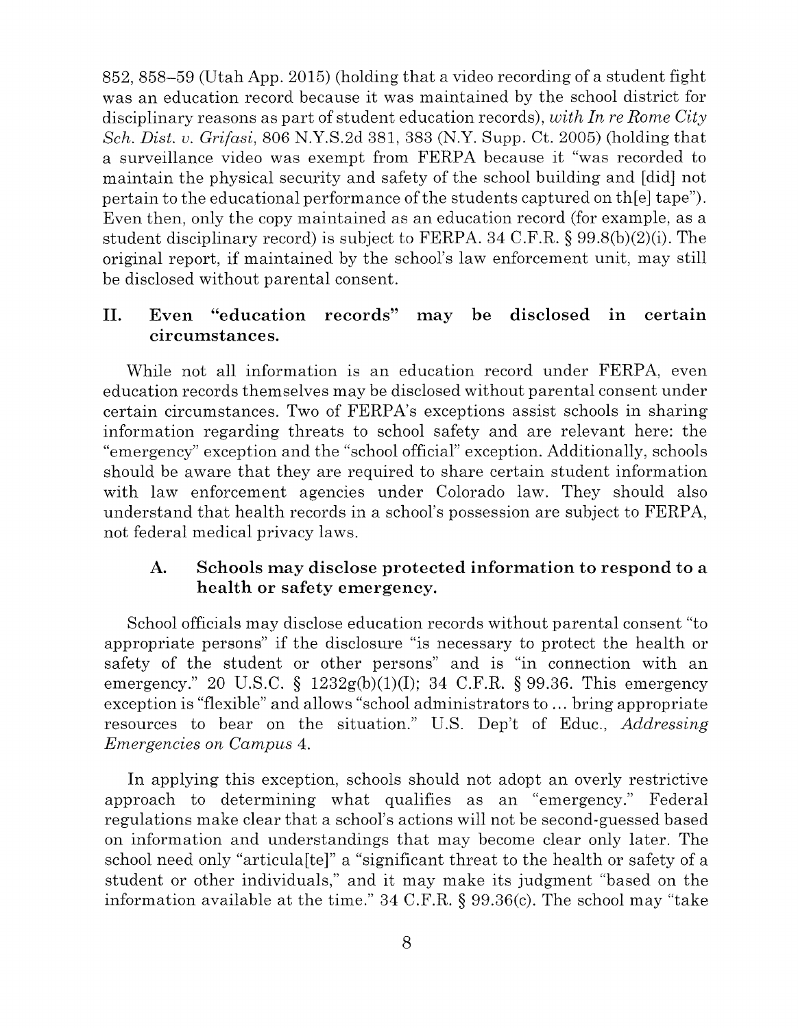852, 858–59 (Utah App. 2015) (holding that a video recording of a student fight was an education record because it was maintained by the school district for disciplinary reasons as part of student education records), *with In re Rome City Sch. Dist. v. Grifasi*, 806 N.Y.S.2d 381, 383 (N.Y. Supp. Ct. 2005) (holding that a surveillance video was exempt from FERPA because it "was recorded to maintain the physical security and safety of the school building and [did] not pertain to the educational performance of the students captured on th[e] tape"). Even then, only the copy maintained as an education record (for example, as a student disciplinary record) is subject to FERPA. 34 C.F.R. § 99.8(b)(2)(i). The original report, if maintained by the school's law enforcement unit, may still be disclosed without parental consent.

## II. Even "education records" may be disclosed in certain circumstances.

While not all information is an education record under FERPA, even education records themselves may be disclosed without parental consent under certain circumstances. Two of FERPA's exceptions assist schools in sharing information regarding threats to school safety and are relevant here: the "emergency" exception and the "school official" exception. Additionally, schools should be aware that they are required to share certain student information with law enforcement agencies under Colorado law. They should also understand that health records in a school's possession are subject to FERPA, not federal medical privacy laws.

### A. Schools may disclose protected information to respond to a health or safety emergency.

School officials may disclose education records without parental consent "to appropriate persons" if the disclosure "is necessary to protect the health or safety of the student or other persons" and is "in connection with an emergency." 20 U.S.C. § 1232g(b)(1)(I); 34 C.F.R. § 99.36. This emergency exception is "flexible" and allows "school administrators to ... bring appropriate resources to bear on the situation." U.S. Dep't of Educ., *Addressing Emergencies on Campus* 4.

In applying this exception, schools should not adopt an overly restrictive approach to determining what qualifies as an "emergency." Federal regulations make clear that a school's actions will not be second-guessed based on information and understandings that may become clear only later. The school need only "articula[te]" a "significant threat to the health or safety of a student or other individuals," and it may make its judgment "based on the information available at the time." 34 C.F.R. § 99.36(c). The school may "take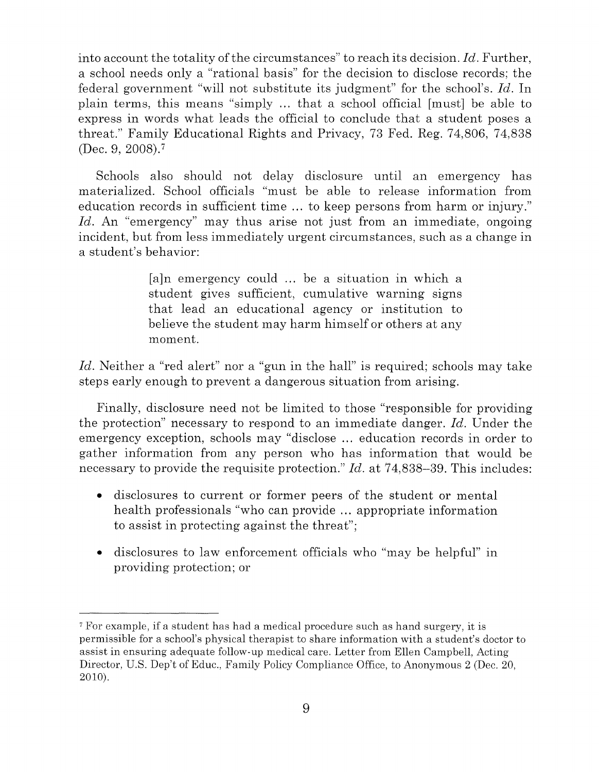into account the totality of the circumstances" to reach its decision. *Id.* Further, a school needs only a "rational basis" for the decision to disclose records; the federal government "will not substitute its judgment" for the school's. *Id.* In plain terms, this means "simply ... that a school official [must] be able to express in words what leads the official to conclude that a student poses a threat." Family Educational Rights and Privacy, 73 Fed. Reg. 74,806, 74,838 (Dec. 9, 2008).[7]

Schools also should not delay disclosure until an emergency has materialized. School officials "must be able to release information from education records in sufficient time ... to keep persons from harm or injury." *Id.* An "emergency" may thus arise not just from an immediate, ongoing incident, but from less immediately urgent circumstances, such as a change in a student's behavior:

> [a]n emergency could ... be a situation in which a student gives sufficient, cumulative warning signs that lead an educational agency or institution to believe the student may harm himself or others at any moment.

*Id.* Neither a "red alert" nor a "gun in the hall" is required; schools may take steps early enough to prevent a dangerous situation from arising.

Finally, disclosure need not be limited to those "responsible for providing the protection" necessary to respond to an immediate danger. *Id.* Under the emergency exception, schools may "disclose ... education records in order to gather information from any person who has information that would be necessary to provide the requisite protection." *Id.* at 74,838–39. This includes:

- disclosures to current or former peers of the student or mental health professionals "who can provide ... appropriate information to assist in protecting against the threat";
- disclosures to law enforcement officials who "may be helpful" in providing protection; or

[7] For example, if a student has had a medical procedure such as hand surgery, it is permissible for a school's physical therapist to share information with a student's doctor to assist in ensuring adequate follow-up medical care. Letter from Ellen Campbell, Acting Director, U.S. Dep't of Educ., Family Policy Compliance Office, to Anonymous 2 (Dec. 20, 2010).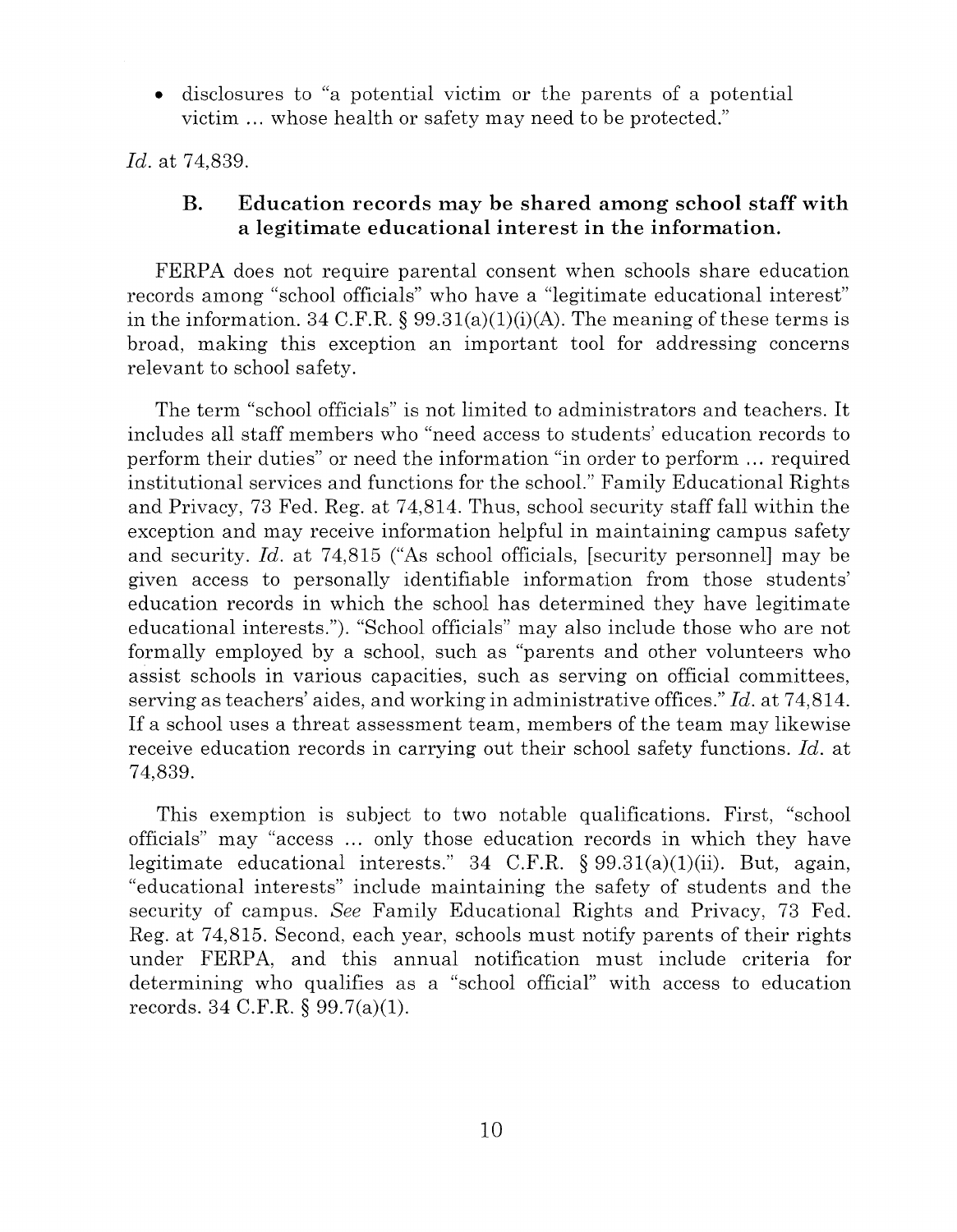- disclosures to "a potential victim or the parents of a potential victim ... whose health or safety may need to be protected."

*Id.* at 74,839.

### B. Education records may be shared among school staff with a legitimate educational interest in the information.

FERPA does not require parental consent when schools share education records among "school officials" who have a "legitimate educational interest" in the information. 34 C.F.R. § 99.31(a)(1)(i)(A). The meaning of these terms is broad, making this exception an important tool for addressing concerns relevant to school safety.

The term "school officials" is not limited to administrators and teachers. It includes all staff members who "need access to students' education records to perform their duties" or need the information "in order to perform ... required institutional services and functions for the school." Family Educational Rights and Privacy, 73 Fed. Reg. at 74,814. Thus, school security staff fall within the exception and may receive information helpful in maintaining campus safety and security. *Id.* at 74,815 ("As school officials, [security personnel] may be given access to personally identifiable information from those students' education records in which the school has determined they have legitimate educational interests."). "School officials" may also include those who are not formally employed by a school, such as "parents and other volunteers who assist schools in various capacities, such as serving on official committees, serving as teachers' aides, and working in administrative offices." *Id.* at 74,814. If a school uses a threat assessment team, members of the team may likewise receive education records in carrying out their school safety functions. *Id.* at 74,839.

This exemption is subject to two notable qualifications. First, "school officials" may "access ... only those education records in which they have legitimate educational interests." 34 C.F.R. § 99.31(a)(1)(ii). But, again, "educational interests" include maintaining the safety of students and the security of campus. *See* Family Educational Rights and Privacy, 73 Fed. Reg. at 74,815. Second, each year, schools must notify parents of their rights under FERPA, and this annual notification must include criteria for determining who qualifies as a "school official" with access to education records. 34 C.F.R. § 99.7(a)(1).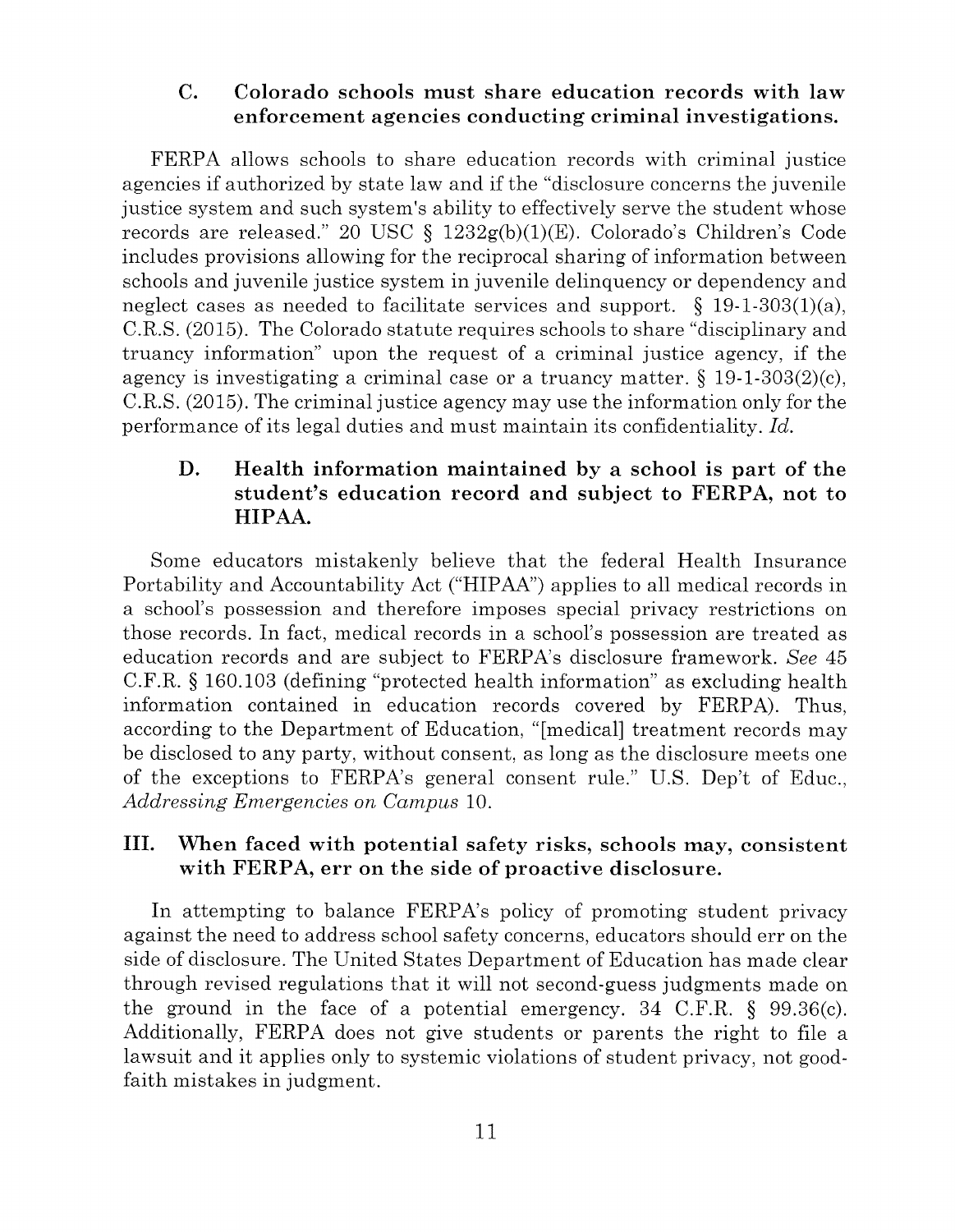### C. Colorado schools must share education records with law enforcement agencies conducting criminal investigations.

FERPA allows schools to share education records with criminal justice agencies if authorized by state law and if the "disclosure concerns the juvenile justice system and such system's ability to effectively serve the student whose records are released." 20 USC § 1232g(b)(1)(E). Colorado's Children's Code includes provisions allowing for the reciprocal sharing of information between schools and juvenile justice system in juvenile delinquency or dependency and neglect cases as needed to facilitate services and support. § 19-1-303(1)(a), C.R.S. (2015). The Colorado statute requires schools to share "disciplinary and truancy information" upon the request of a criminal justice agency, if the agency is investigating a criminal case or a truancy matter. § 19-1-303(2)(c), C.R.S. (2015). The criminal justice agency may use the information only for the performance of its legal duties and must maintain its confidentiality. *Id.*

### D. Health information maintained by a school is part of the student's education record and subject to FERPA, not to HIPAA.

Some educators mistakenly believe that the federal Health Insurance Portability and Accountability Act ("HIPAA") applies to all medical records in a school's possession and therefore imposes special privacy restrictions on those records. In fact, medical records in a school's possession are treated as education records and are subject to FERPA's disclosure framework. *See* 45 C.F.R. § 160.103 (defining "protected health information" as excluding health information contained in education records covered by FERPA). Thus, according to the Department of Education, "[medical] treatment records may be disclosed to any party, without consent, as long as the disclosure meets one of the exceptions to FERPA's general consent rule." U.S. Dep't of Educ., *Addressing Emergencies on Campus* 10.

## III. When faced with potential safety risks, schools may, consistent with FERPA, err on the side of proactive disclosure.

In attempting to balance FERPA's policy of promoting student privacy against the need to address school safety concerns, educators should err on the side of disclosure. The United States Department of Education has made clear through revised regulations that it will not second-guess judgments made on the ground in the face of a potential emergency. 34 C.F.R. § 99.36(c). Additionally, FERPA does not give students or parents the right to file a lawsuit and it applies only to systemic violations of student privacy, not good-faith mistakes in judgment.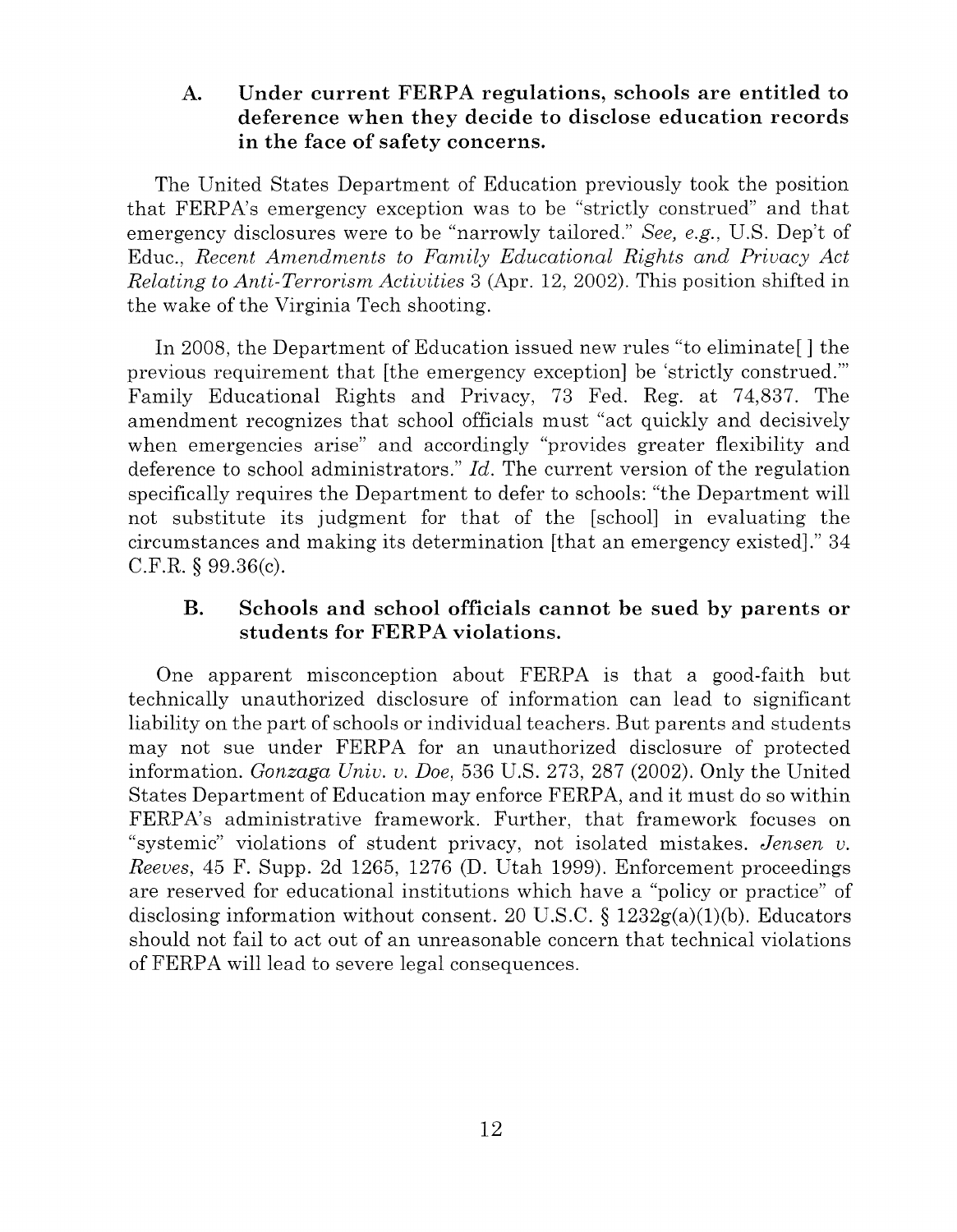### A. Under current FERPA regulations, schools are entitled to deference when they decide to disclose education records in the face of safety concerns.

The United States Department of Education previously took the position that FERPA's emergency exception was to be "strictly construed" and that emergency disclosures were to be "narrowly tailored." *See, e.g.*, U.S. Dep't of Educ., *Recent Amendments to Family Educational Rights and Privacy Act Relating to Anti-Terrorism Activities* 3 (Apr. 12, 2002). This position shifted in the wake of the Virginia Tech shooting.

In 2008, the Department of Education issued new rules "to eliminate[ ] the previous requirement that [the emergency exception] be 'strictly construed.'" Family Educational Rights and Privacy, 73 Fed. Reg. at 74,837. The amendment recognizes that school officials must "act quickly and decisively when emergencies arise" and accordingly "provides greater flexibility and deference to school administrators." *Id.* The current version of the regulation specifically requires the Department to defer to schools: "the Department will not substitute its judgment for that of the [school] in evaluating the circumstances and making its determination [that an emergency existed]." 34 C.F.R. § 99.36(c).

### B. Schools and school officials cannot be sued by parents or students for FERPA violations.

One apparent misconception about FERPA is that a good-faith but technically unauthorized disclosure of information can lead to significant liability on the part of schools or individual teachers. But parents and students may not sue under FERPA for an unauthorized disclosure of protected information. *Gonzaga Univ. v. Doe*, 536 U.S. 273, 287 (2002). Only the United States Department of Education may enforce FERPA, and it must do so within FERPA's administrative framework. Further, that framework focuses on "systemic" violations of student privacy, not isolated mistakes. *Jensen v. Reeves*, 45 F. Supp. 2d 1265, 1276 (D. Utah 1999). Enforcement proceedings are reserved for educational institutions which have a "policy or practice" of disclosing information without consent. 20 U.S.C. § 1232g(a)(1)(b). Educators should not fail to act out of an unreasonable concern that technical violations of FERPA will lead to severe legal consequences.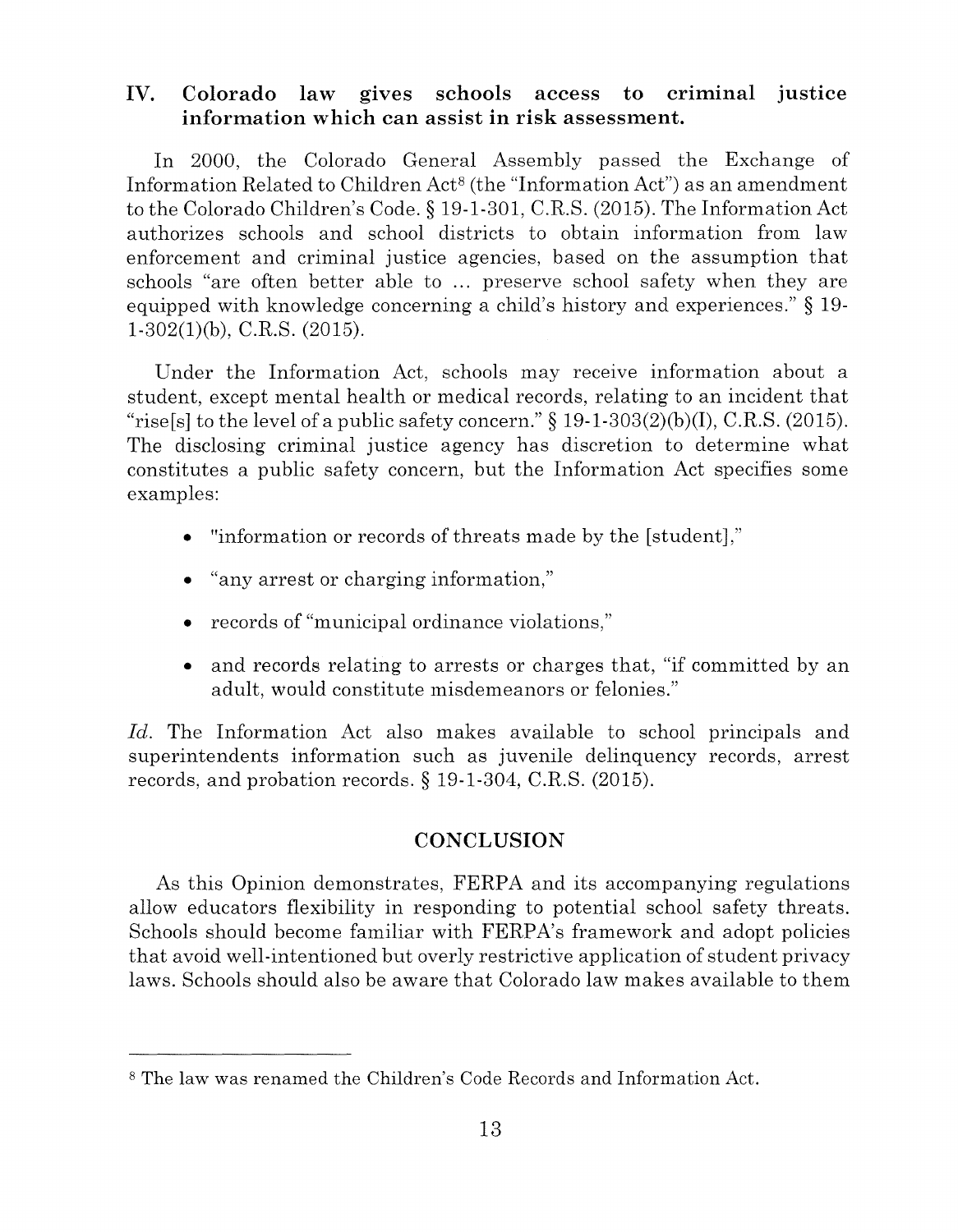## IV. Colorado law gives schools access to criminal justice information which can assist in risk assessment.

In 2000, the Colorado General Assembly passed the Exchange of Information Related to Children Act[8] (the "Information Act") as an amendment to the Colorado Children's Code. § 19-1-301, C.R.S. (2015). The Information Act authorizes schools and school districts to obtain information from law enforcement and criminal justice agencies, based on the assumption that schools "are often better able to ... preserve school safety when they are equipped with knowledge concerning a child's history and experiences." § 19-1-302(1)(b), C.R.S. (2015).

Under the Information Act, schools may receive information about a student, except mental health or medical records, relating to an incident that "rise[s] to the level of a public safety concern." § 19-1-303(2)(b)(I), C.R.S. (2015). The disclosing criminal justice agency has discretion to determine what constitutes a public safety concern, but the Information Act specifies some examples:

- "information or records of threats made by the [student],"
- "any arrest or charging information,"
- records of "municipal ordinance violations,"
- and records relating to arrests or charges that, "if committed by an adult, would constitute misdemeanors or felonies."

*Id.* The Information Act also makes available to school principals and superintendents information such as juvenile delinquency records, arrest records, and probation records. § 19-1-304, C.R.S. (2015).

## CONCLUSION

As this Opinion demonstrates, FERPA and its accompanying regulations allow educators flexibility in responding to potential school safety threats. Schools should become familiar with FERPA's framework and adopt policies that avoid well-intentioned but overly restrictive application of student privacy laws. Schools should also be aware that Colorado law makes available to them

---

[8] The law was renamed the Children's Code Records and Information Act.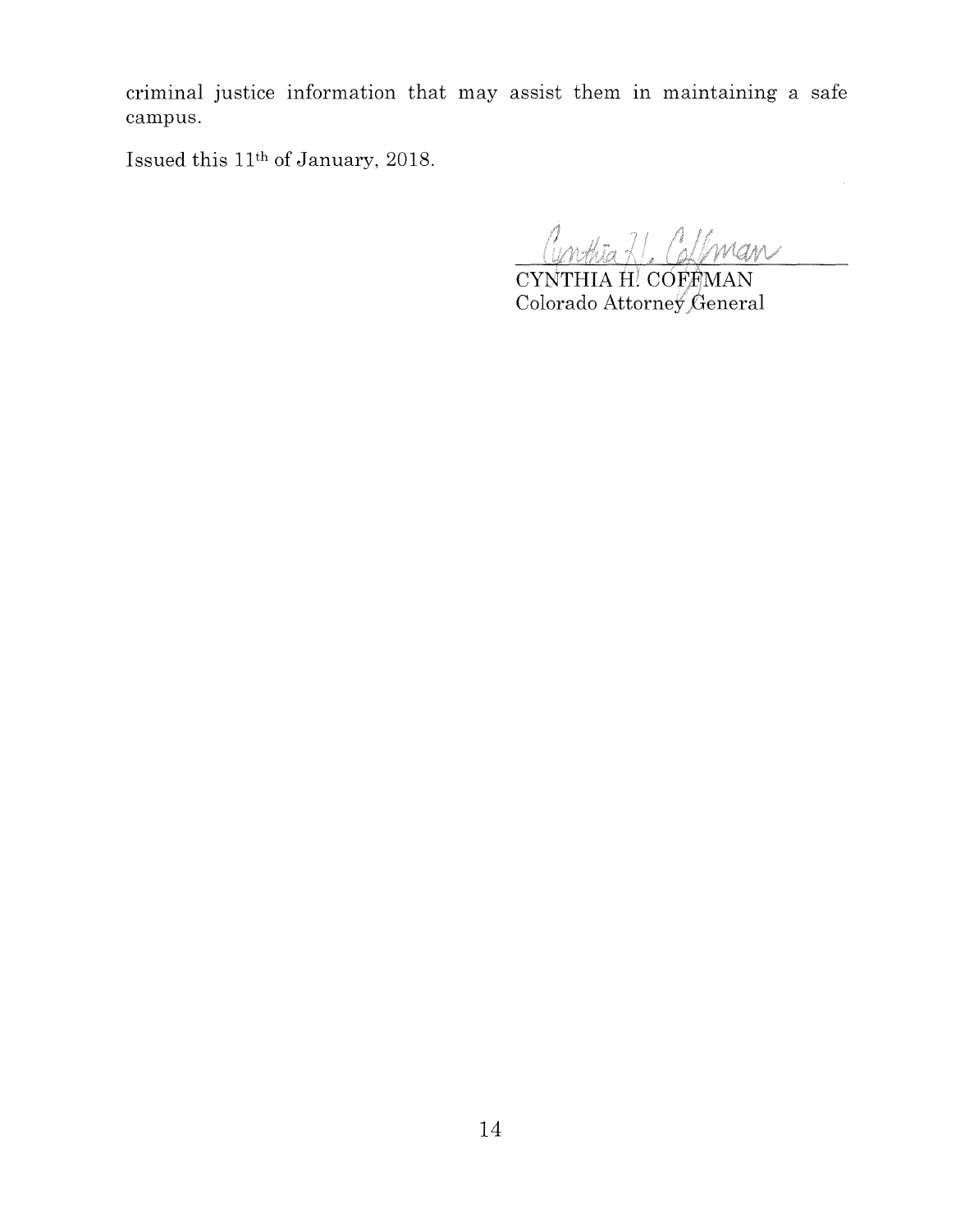criminal justice information that may assist them in maintaining a safe campus.

Issued this 11th of January, 2018.

CYNTHIA H. COFFMAN
Colorado Attorney General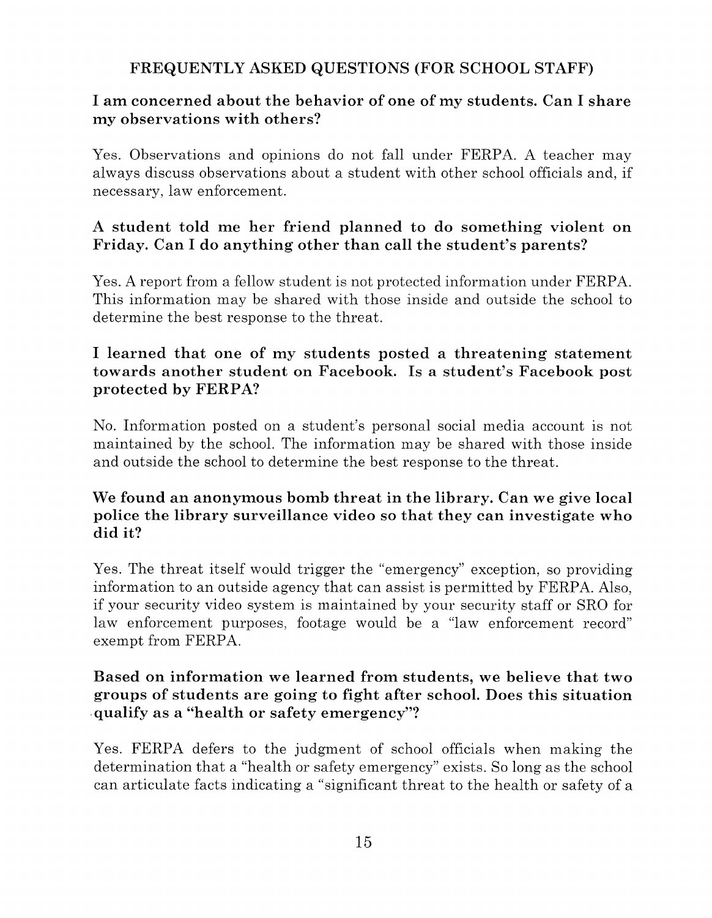## FREQUENTLY ASKED QUESTIONS (FOR SCHOOL STAFF)

### I am concerned about the behavior of one of my students. Can I share my observations with others?

Yes. Observations and opinions do not fall under FERPA. A teacher may always discuss observations about a student with other school officials and, if necessary, law enforcement.

### A student told me her friend planned to do something violent on Friday. Can I do anything other than call the student's parents?

Yes. A report from a fellow student is not protected information under FERPA. This information may be shared with those inside and outside the school to determine the best response to the threat.

### I learned that one of my students posted a threatening statement towards another student on Facebook. Is a student's Facebook post protected by FERPA?

No. Information posted on a student's personal social media account is not maintained by the school. The information may be shared with those inside and outside the school to determine the best response to the threat.

### We found an anonymous bomb threat in the library. Can we give local police the library surveillance video so that they can investigate who did it?

Yes. The threat itself would trigger the "emergency" exception, so providing information to an outside agency that can assist is permitted by FERPA. Also, if your security video system is maintained by your security staff or SRO for law enforcement purposes, footage would be a "law enforcement record" exempt from FERPA.

### Based on information we learned from students, we believe that two groups of students are going to fight after school. Does this situation qualify as a "health or safety emergency"?

Yes. FERPA defers to the judgment of school officials when making the determination that a "health or safety emergency" exists. So long as the school can articulate facts indicating a "significant threat to the health or safety of a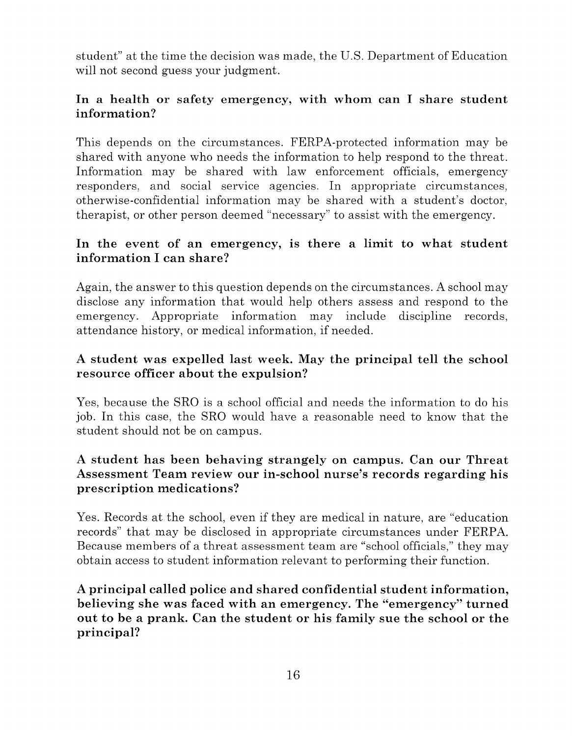student" at the time the decision was made, the U.S. Department of Education will not second guess your judgment.

**In a health or safety emergency, with whom can I share student information?**

This depends on the circumstances. FERPA-protected information may be shared with anyone who needs the information to help respond to the threat. Information may be shared with law enforcement officials, emergency responders, and social service agencies. In appropriate circumstances, otherwise-confidential information may be shared with a student's doctor, therapist, or other person deemed "necessary" to assist with the emergency.

**In the event of an emergency, is there a limit to what student information I can share?**

Again, the answer to this question depends on the circumstances. A school may disclose any information that would help others assess and respond to the emergency. Appropriate information may include discipline records, attendance history, or medical information, if needed.

**A student was expelled last week. May the principal tell the school resource officer about the expulsion?**

Yes, because the SRO is a school official and needs the information to do his job. In this case, the SRO would have a reasonable need to know that the student should not be on campus.

**A student has been behaving strangely on campus. Can our Threat Assessment Team review our in-school nurse's records regarding his prescription medications?**

Yes. Records at the school, even if they are medical in nature, are "education records" that may be disclosed in appropriate circumstances under FERPA. Because members of a threat assessment team are "school officials," they may obtain access to student information relevant to performing their function.

**A principal called police and shared confidential student information, believing she was faced with an emergency. The "emergency" turned out to be a prank. Can the student or his family sue the school or the principal?**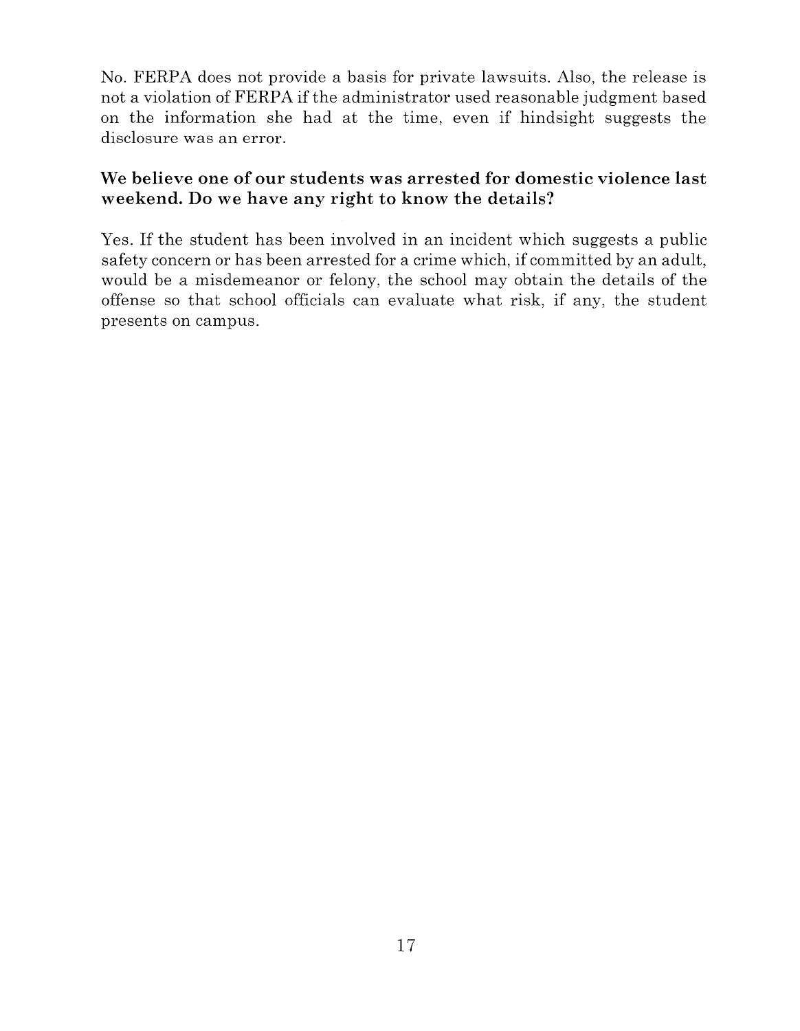No. FERPA does not provide a basis for private lawsuits. Also, the release is not a violation of FERPA if the administrator used reasonable judgment based on the information she had at the time, even if hindsight suggests the disclosure was an error.

### We believe one of our students was arrested for domestic violence last weekend. Do we have any right to know the details?

Yes. If the student has been involved in an incident which suggests a public safety concern or has been arrested for a crime which, if committed by an adult, would be a misdemeanor or felony, the school may obtain the details of the offense so that school officials can evaluate what risk, if any, the student presents on campus.